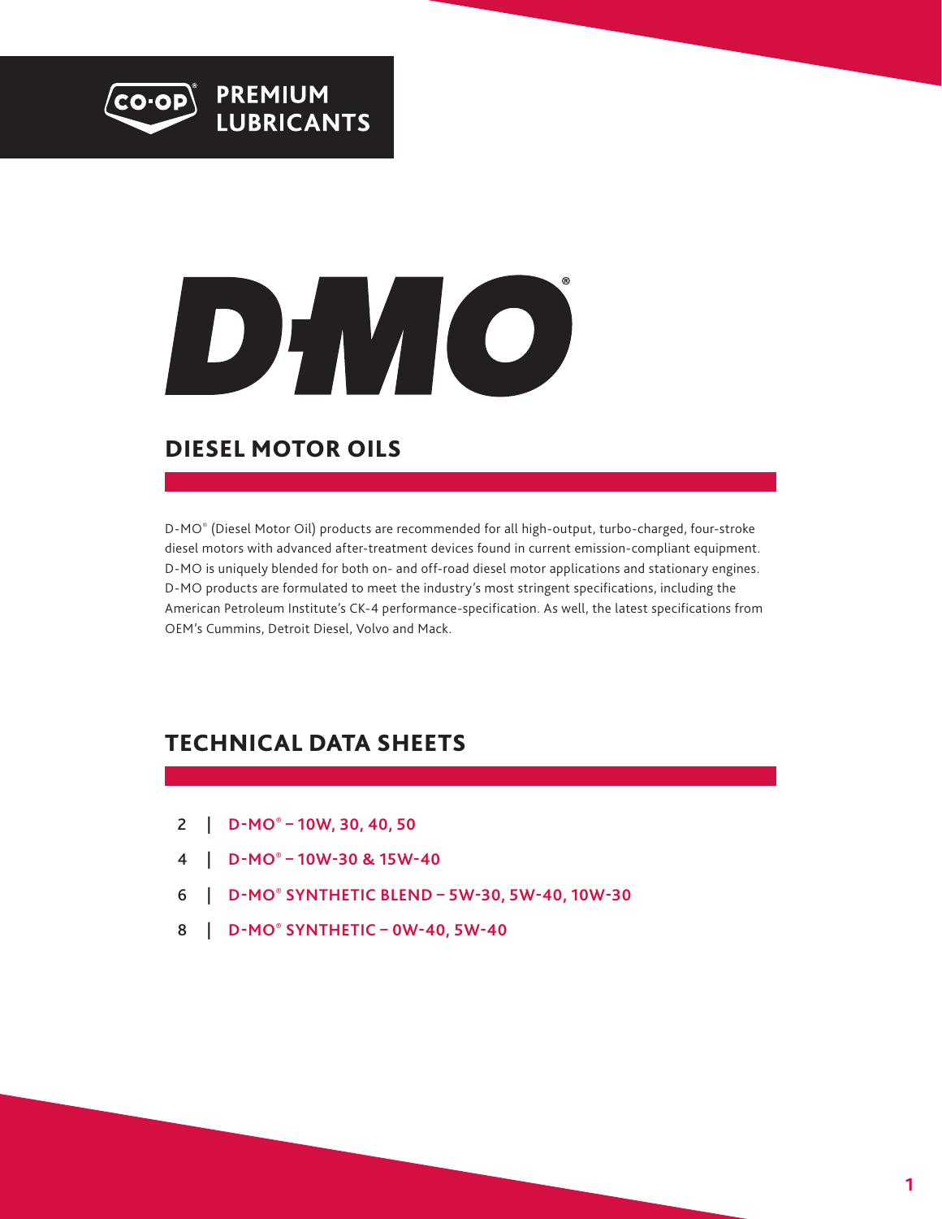CO-OP PREMIUM LUBRICANTS

# D-MO®

## DIESEL MOTOR OILS

D-MO® (Diesel Motor Oil) products are recommended for all high-output, turbo-charged, four-stroke diesel motors with advanced after-treatment devices found in current emission-compliant equipment. D-MO is uniquely blended for both on- and off-road diesel motor applications and stationary engines. D-MO products are formulated to meet the industry's most stringent specifications, including the American Petroleum Institute's CK-4 performance-specification. As well, the latest specifications from OEM's Cummins, Detroit Diesel, Volvo and Mack.

## TECHNICAL DATA SHEETS

- 2 | **D-MO® – 10W, 30, 40, 50**
- 4 | **D-MO® – 10W-30 & 15W-40**
- 6 | **D-MO® SYNTHETIC BLEND – 5W-30, 5W-40, 10W-30**
- 8 | **D-MO® SYNTHETIC – 0W-40, 5W-40**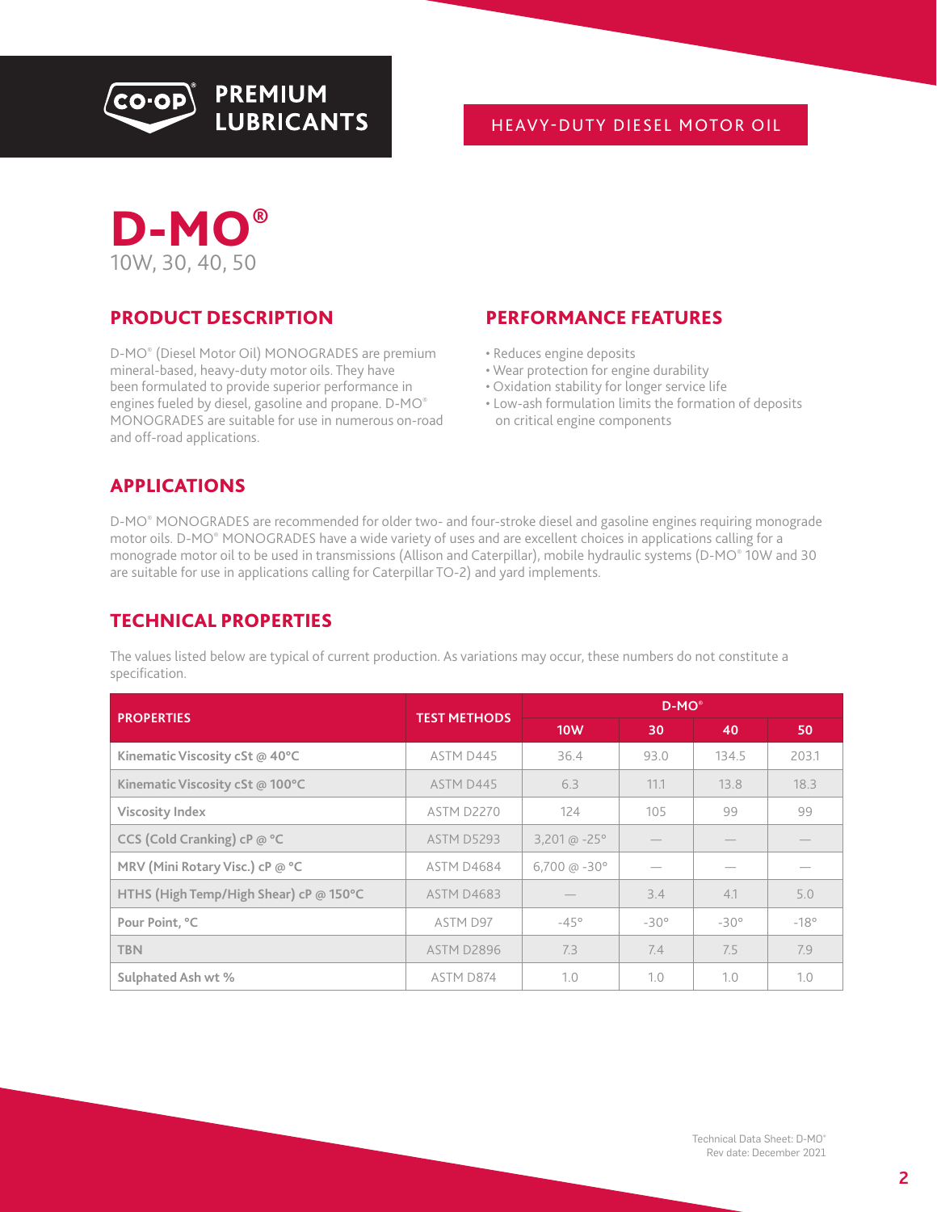CO-OP PREMIUM LUBRICANTS

HEAVY-DUTY DIESEL MOTOR OIL

# D-MO®

10W, 30, 40, 50

## PRODUCT DESCRIPTION

D-MO® (Diesel Motor Oil) MONOGRADES are premium mineral-based, heavy-duty motor oils. They have been formulated to provide superior performance in engines fueled by diesel, gasoline and propane. D-MO® MONOGRADES are suitable for use in numerous on-road and off-road applications.

## PERFORMANCE FEATURES

- Reduces engine deposits
- Wear protection for engine durability
- Oxidation stability for longer service life
- Low-ash formulation limits the formation of deposits on critical engine components

## APPLICATIONS

D-MO® MONOGRADES are recommended for older two- and four-stroke diesel and gasoline engines requiring monograde motor oils. D-MO® MONOGRADES have a wide variety of uses and are excellent choices in applications calling for a monograde motor oil to be used in transmissions (Allison and Caterpillar), mobile hydraulic systems (D-MO® 10W and 30 are suitable for use in applications calling for Caterpillar TO-2) and yard implements.

## TECHNICAL PROPERTIES

The values listed below are typical of current production. As variations may occur, these numbers do not constitute a specification.

| PROPERTIES | TEST METHODS | D-MO® | | | |
|---|---|---|---|---|---|
| | | 10W | 30 | 40 | 50 |
| Kinematic Viscosity cSt @ 40°C | ASTM D445 | 36.4 | 93.0 | 134.5 | 203.1 |
| Kinematic Viscosity cSt @ 100°C | ASTM D445 | 6.3 | 11.1 | 13.8 | 18.3 |
| Viscosity Index | ASTM D2270 | 124 | 105 | 99 | 99 |
| CCS (Cold Cranking) cP @ °C | ASTM D5293 | 3,201 @ -25° | — | — | — |
| MRV (Mini Rotary Visc.) cP @ °C | ASTM D4684 | 6,700 @ -30° | — | — | — |
| HTHS (High Temp/High Shear) cP @ 150°C | ASTM D4683 | — | 3.4 | 4.1 | 5.0 |
| Pour Point, °C | ASTM D97 | -45° | -30° | -30° | -18° |
| TBN | ASTM D2896 | 7.3 | 7.4 | 7.5 | 7.9 |
| Sulphated Ash wt % | ASTM D874 | 1.0 | 1.0 | 1.0 | 1.0 |

Technical Data Sheet: D-MO®
Rev date: December 2021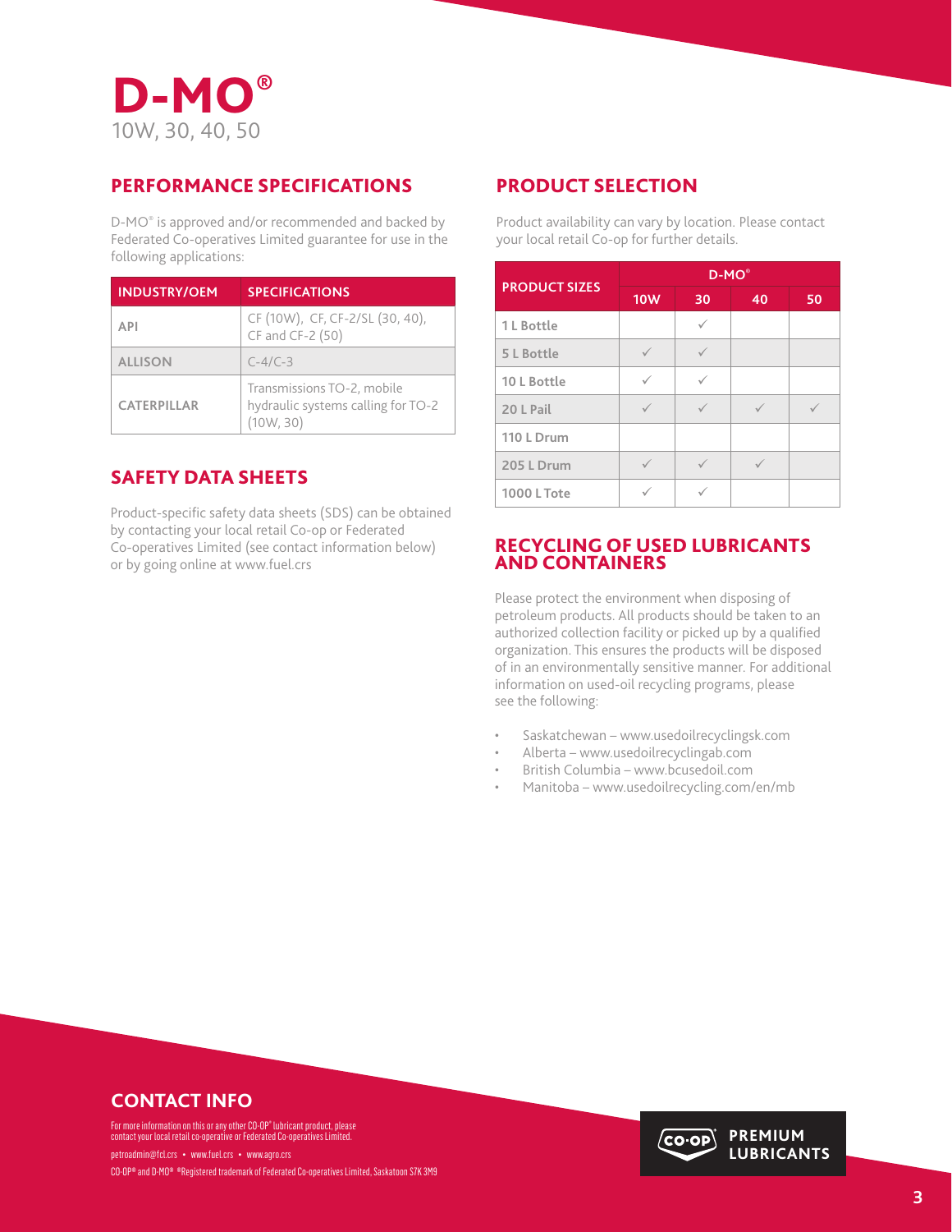# D-MO®

10W, 30, 40, 50

## PERFORMANCE SPECIFICATIONS

D-MO® is approved and/or recommended and backed by Federated Co-operatives Limited guarantee for use in the following applications:

| INDUSTRY/OEM | SPECIFICATIONS |
|---|---|
| API | CF (10W), CF, CF-2/SL (30, 40), CF and CF-2 (50) |
| ALLISON | C-4/C-3 |
| CATERPILLAR | Transmissions TO-2, mobile hydraulic systems calling for TO-2 (10W, 30) |

## SAFETY DATA SHEETS

Product-specific safety data sheets (SDS) can be obtained by contacting your local retail Co-op or Federated Co-operatives Limited (see contact information below) or by going online at www.fuel.crs

## PRODUCT SELECTION

Product availability can vary by location. Please contact your local retail Co-op for further details.

| PRODUCT SIZES | D-MO® | | | |
|---|---|---|---|---|
| | 10W | 30 | 40 | 50 |
| 1 L Bottle | | ✓ | | |
| 5 L Bottle | ✓ | ✓ | | |
| 10 L Bottle | ✓ | ✓ | | |
| 20 L Pail | ✓ | ✓ | ✓ | ✓ |
| 110 L Drum | | | | |
| 205 L Drum | ✓ | ✓ | ✓ | |
| 1000 L Tote | ✓ | ✓ | | |

## RECYCLING OF USED LUBRICANTS AND CONTAINERS

Please protect the environment when disposing of petroleum products. All products should be taken to an authorized collection facility or picked up by a qualified organization. This ensures the products will be disposed of in an environmentally sensitive manner. For additional information on used-oil recycling programs, please see the following:

- Saskatchewan – www.usedoilrecyclingsk.com
- Alberta – www.usedoilrecyclingab.com
- British Columbia – www.bcusedoil.com
- Manitoba – www.usedoilrecycling.com/en/mb

## CONTACT INFO

For more information on this or any other CO-OP® lubricant product, please contact your local retail co-operative or Federated Co-operatives Limited.

petroadmin@fcl.crs • www.fuel.crs • www.agro.crs

CO-OP® and D-MO® ®Registered trademark of Federated Co-operatives Limited, Saskatoon S7K 3M9

CO-OP PREMIUM LUBRICANTS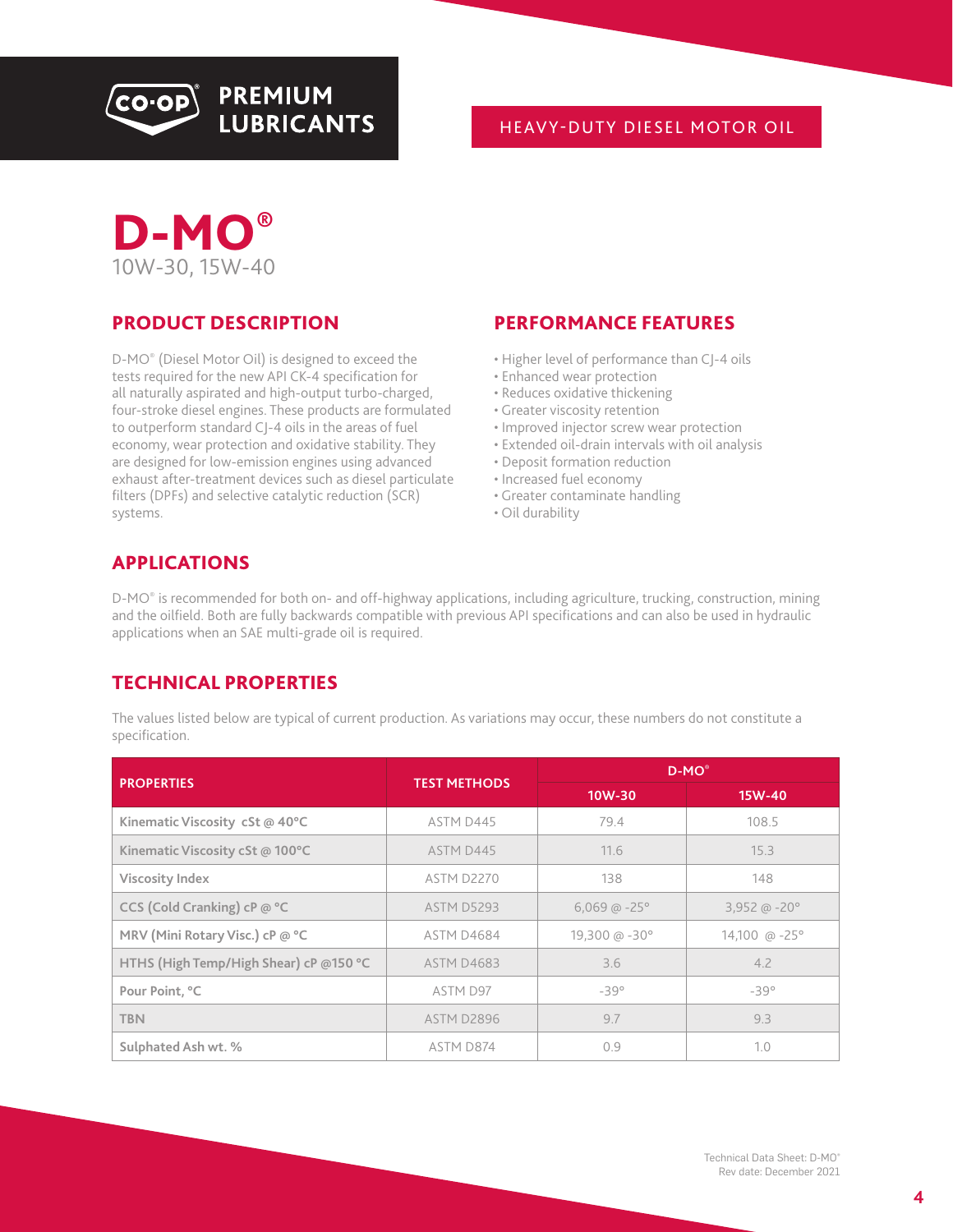CO-OP® PREMIUM LUBRICANTS

HEAVY-DUTY DIESEL MOTOR OIL

# D-MO®

10W-30, 15W-40

## PRODUCT DESCRIPTION

D-MO® (Diesel Motor Oil) is designed to exceed the tests required for the new API CK-4 specification for all naturally aspirated and high-output turbo-charged, four-stroke diesel engines. These products are formulated to outperform standard CJ-4 oils in the areas of fuel economy, wear protection and oxidative stability. They are designed for low-emission engines using advanced exhaust after-treatment devices such as diesel particulate filters (DPFs) and selective catalytic reduction (SCR) systems.

## PERFORMANCE FEATURES

- Higher level of performance than CJ-4 oils
- Enhanced wear protection
- Reduces oxidative thickening
- Greater viscosity retention
- Improved injector screw wear protection
- Extended oil-drain intervals with oil analysis
- Deposit formation reduction
- Increased fuel economy
- Greater contaminate handling
- Oil durability

## APPLICATIONS

D-MO® is recommended for both on- and off-highway applications, including agriculture, trucking, construction, mining and the oilfield. Both are fully backwards compatible with previous API specifications and can also be used in hydraulic applications when an SAE multi-grade oil is required.

## TECHNICAL PROPERTIES

The values listed below are typical of current production. As variations may occur, these numbers do not constitute a specification.

| PROPERTIES | TEST METHODS | D-MO® | |
|---|---|---|---|
| | | 10W-30 | 15W-40 |
| Kinematic Viscosity cSt @ 40°C | ASTM D445 | 79.4 | 108.5 |
| Kinematic Viscosity cSt @ 100°C | ASTM D445 | 11.6 | 15.3 |
| Viscosity Index | ASTM D2270 | 138 | 148 |
| CCS (Cold Cranking) cP @ °C | ASTM D5293 | 6,069 @ -25° | 3,952 @ -20° |
| MRV (Mini Rotary Visc.) cP @ °C | ASTM D4684 | 19,300 @ -30° | 14,100 @ -25° |
| HTHS (High Temp/High Shear) cP @150 °C | ASTM D4683 | 3.6 | 4.2 |
| Pour Point, °C | ASTM D97 | -39° | -39° |
| TBN | ASTM D2896 | 9.7 | 9.3 |
| Sulphated Ash wt. % | ASTM D874 | 0.9 | 1.0 |

Technical Data Sheet: D-MO®
Rev date: December 2021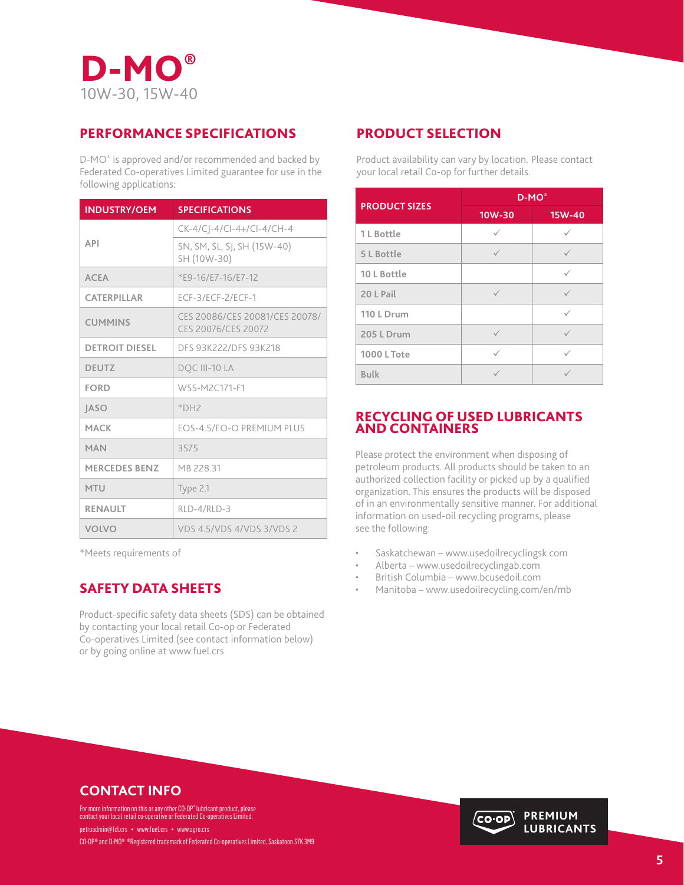# D-MO®

10W-30, 15W-40

## PERFORMANCE SPECIFICATIONS

D-MO® is approved and/or recommended and backed by Federated Co-operatives Limited guarantee for use in the following applications:

| INDUSTRY/OEM | SPECIFICATIONS |
|---|---|
| API | CK-4/CJ-4/CI-4+/CI-4/CH-4 |
| | SN, SM, SL, SJ, SH (15W-40) SH (10W-30) |
| ACEA | *E9-16/E7-16/E7-12 |
| CATERPILLAR | ECF-3/ECF-2/ECF-1 |
| CUMMINS | CES 20086/CES 20081/CES 20078/ CES 20076/CES 20072 |
| DETROIT DIESEL | DFS 93K222/DFS 93K218 |
| DEUTZ | DQC III-10 LA |
| FORD | WSS-M2C171-F1 |
| JASO | *DH2 |
| MACK | EOS-4.5/EO-O PREMIUM PLUS |
| MAN | 3575 |
| MERCEDES BENZ | MB 228.31 |
| MTU | Type 2.1 |
| RENAULT | RLD-4/RLD-3 |
| VOLVO | VDS 4.5/VDS 4/VDS 3/VDS 2 |

*Meets requirements of

## SAFETY DATA SHEETS

Product-specific safety data sheets (SDS) can be obtained by contacting your local retail Co-op or Federated Co-operatives Limited (see contact information below) or by going online at www.fuel.crs

## PRODUCT SELECTION

Product availability can vary by location. Please contact your local retail Co-op for further details.

| PRODUCT SIZES | D-MO® | |
|---|---|---|
| | 10W-30 | 15W-40 |
| 1 L Bottle | ✓ | ✓ |
| 5 L Bottle | ✓ | ✓ |
| 10 L Bottle | | ✓ |
| 20 L Pail | ✓ | ✓ |
| 110 L Drum | | ✓ |
| 205 L Drum | ✓ | ✓ |
| 1000 L Tote | ✓ | ✓ |
| Bulk | ✓ | ✓ |

## RECYCLING OF USED LUBRICANTS AND CONTAINERS

Please protect the environment when disposing of petroleum products. All products should be taken to an authorized collection facility or picked up by a qualified organization. This ensures the products will be disposed of in an environmentally sensitive manner. For additional information on used-oil recycling programs, please see the following:

- Saskatchewan – www.usedoilrecyclingsk.com
- Alberta – www.usedoilrecyclingab.com
- British Columbia – www.bcusedoil.com
- Manitoba – www.usedoilrecycling.com/en/mb

## CONTACT INFO

For more information on this or any other CO-OP® lubricant product, please contact your local retail co-operative or Federated Co-operatives Limited.

petroadmin@fcl.crs • www.fuel.crs • www.agro.crs

CO-OP® and D-MO® ®Registered trademark of Federated Co-operatives Limited, Saskatoon S7K 3M9

CO-OP PREMIUM LUBRICANTS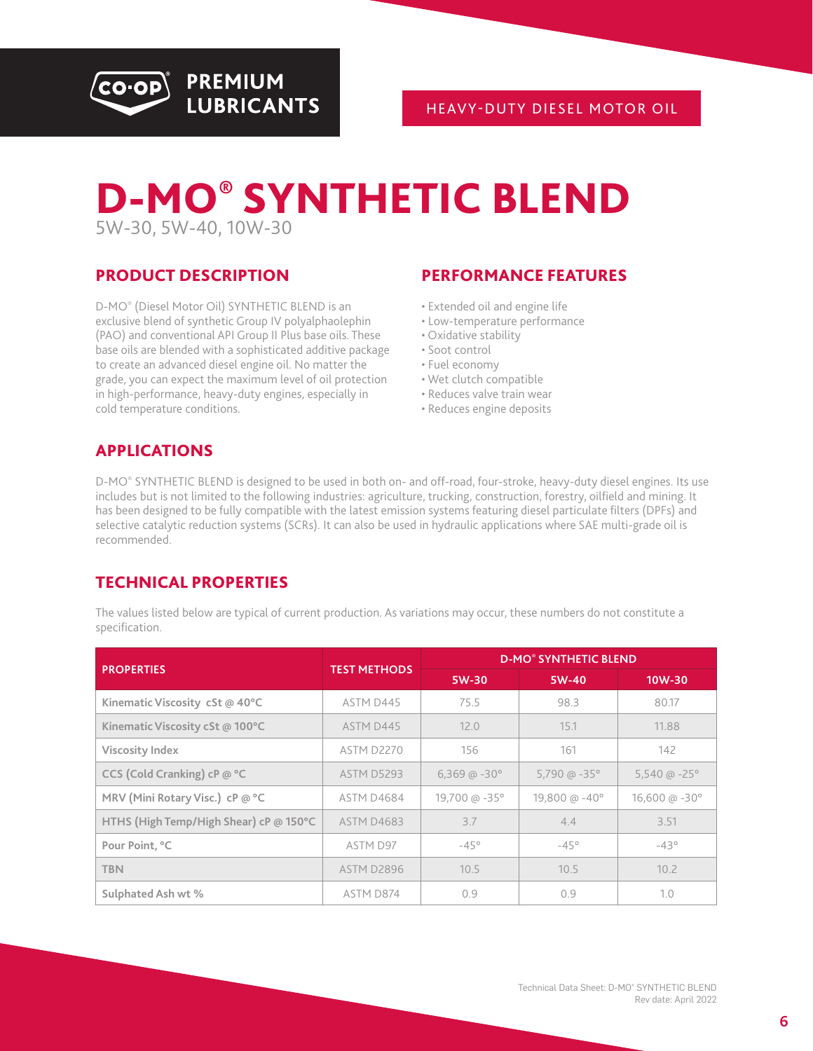CO·OP® PREMIUM LUBRICANTS

HEAVY-DUTY DIESEL MOTOR OIL

# D-MO® SYNTHETIC BLEND

5W-30, 5W-40, 10W-30

## PRODUCT DESCRIPTION

D-MO® (Diesel Motor Oil) SYNTHETIC BLEND is an exclusive blend of synthetic Group IV polyalphaolephin (PAO) and conventional API Group II Plus base oils. These base oils are blended with a sophisticated additive package to create an advanced diesel engine oil. No matter the grade, you can expect the maximum level of oil protection in high-performance, heavy-duty engines, especially in cold temperature conditions.

## PERFORMANCE FEATURES

- Extended oil and engine life
- Low-temperature performance
- Oxidative stability
- Soot control
- Fuel economy
- Wet clutch compatible
- Reduces valve train wear
- Reduces engine deposits

## APPLICATIONS

D-MO® SYNTHETIC BLEND is designed to be used in both on- and off-road, four-stroke, heavy-duty diesel engines. Its use includes but is not limited to the following industries: agriculture, trucking, construction, forestry, oilfield and mining. It has been designed to be fully compatible with the latest emission systems featuring diesel particulate filters (DPFs) and selective catalytic reduction systems (SCRs). It can also be used in hydraulic applications where SAE multi-grade oil is recommended.

## TECHNICAL PROPERTIES

The values listed below are typical of current production. As variations may occur, these numbers do not constitute a specification.

| PROPERTIES | TEST METHODS | D-MO® SYNTHETIC BLEND | | |
|---|---|---|---|---|
| | | 5W-30 | 5W-40 | 10W-30 |
| Kinematic Viscosity cSt @ 40°C | ASTM D445 | 75.5 | 98.3 | 80.17 |
| Kinematic Viscosity cSt @ 100°C | ASTM D445 | 12.0 | 15.1 | 11.88 |
| Viscosity Index | ASTM D2270 | 156 | 161 | 142 |
| CCS (Cold Cranking) cP @ °C | ASTM D5293 | 6,369 @ -30° | 5,790 @ -35° | 5,540 @ -25° |
| MRV (Mini Rotary Visc.) cP @ °C | ASTM D4684 | 19,700 @ -35° | 19,800 @ -40° | 16,600 @ -30° |
| HTHS (High Temp/High Shear) cP @ 150°C | ASTM D4683 | 3.7 | 4.4 | 3.51 |
| Pour Point, °C | ASTM D97 | -45° | -45° | -43° |
| TBN | ASTM D2896 | 10.5 | 10.5 | 10.2 |
| Sulphated Ash wt % | ASTM D874 | 0.9 | 0.9 | 1.0 |

Technical Data Sheet: D-MO® SYNTHETIC BLEND
Rev date: April 2022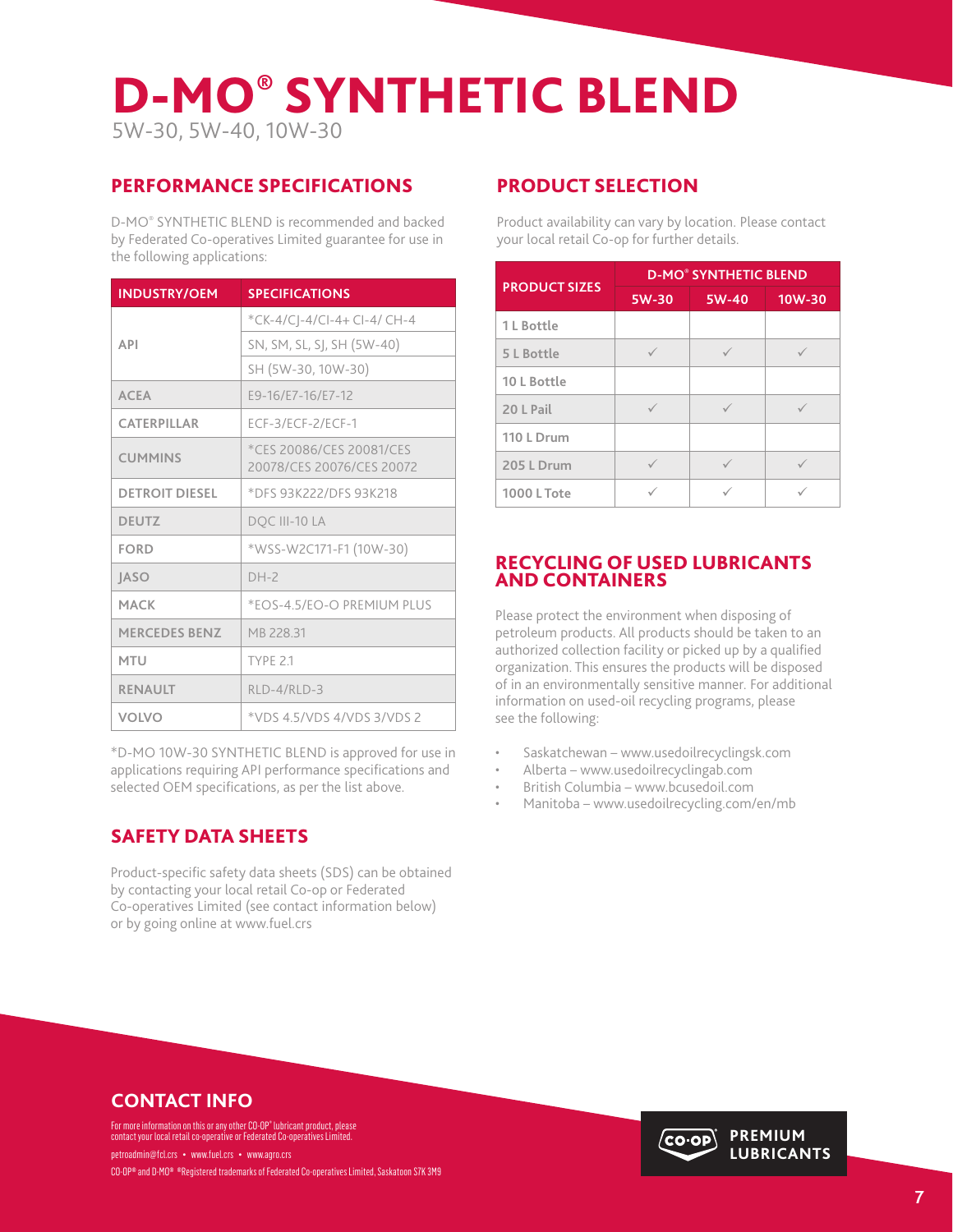# D-MO® SYNTHETIC BLEND

5W-30, 5W-40, 10W-30

## PERFORMANCE SPECIFICATIONS

D-MO® SYNTHETIC BLEND is recommended and backed by Federated Co-operatives Limited guarantee for use in the following applications:

| INDUSTRY/OEM | SPECIFICATIONS |
|---|---|
| API | *CK-4/CJ-4/CI-4+ CI-4/ CH-4 |
| | SN, SM, SL, SJ, SH (5W-40) |
| | SH (5W-30, 10W-30) |
| ACEA | E9-16/E7-16/E7-12 |
| CATERPILLAR | ECF-3/ECF-2/ECF-1 |
| CUMMINS | *CES 20086/CES 20081/CES 20078/CES 20076/CES 20072 |
| DETROIT DIESEL | *DFS 93K222/DFS 93K218 |
| DEUTZ | DQC III-10 LA |
| FORD | *WSS-W2C171-F1 (10W-30) |
| JASO | DH-2 |
| MACK | *EOS-4.5/EO-O PREMIUM PLUS |
| MERCEDES BENZ | MB 228.31 |
| MTU | TYPE 2.1 |
| RENAULT | RLD-4/RLD-3 |
| VOLVO | *VDS 4.5/VDS 4/VDS 3/VDS 2 |

*D-MO 10W-30 SYNTHETIC BLEND is approved for use in applications requiring API performance specifications and selected OEM specifications, as per the list above.

## SAFETY DATA SHEETS

Product-specific safety data sheets (SDS) can be obtained by contacting your local retail Co-op or Federated Co-operatives Limited (see contact information below) or by going online at www.fuel.crs

## PRODUCT SELECTION

Product availability can vary by location. Please contact your local retail Co-op for further details.

| PRODUCT SIZES | D-MO® SYNTHETIC BLEND | | |
|---|---|---|---|
| | 5W-30 | 5W-40 | 10W-30 |
| 1 L Bottle | | | |
| 5 L Bottle | ✓ | ✓ | ✓ |
| 10 L Bottle | | | |
| 20 L Pail | ✓ | ✓ | ✓ |
| 110 L Drum | | | |
| 205 L Drum | ✓ | ✓ | ✓ |
| 1000 L Tote | ✓ | ✓ | ✓ |

## RECYCLING OF USED LUBRICANTS AND CONTAINERS

Please protect the environment when disposing of petroleum products. All products should be taken to an authorized collection facility or picked up by a qualified organization. This ensures the products will be disposed of in an environmentally sensitive manner. For additional information on used-oil recycling programs, please see the following:

- Saskatchewan – www.usedoilrecyclingsk.com
- Alberta – www.usedoilrecyclingab.com
- British Columbia – www.bcusedoil.com
- Manitoba – www.usedoilrecycling.com/en/mb

## CONTACT INFO

For more information on this or any other CO-OP® lubricant product, please contact your local retail co-operative or Federated Co-operatives Limited.

petroadmin@fcl.crs • www.fuel.crs • www.agro.crs

CO-OP® and D-MO® ®Registered trademarks of Federated Co-operatives Limited, Saskatoon S7K 3M9

CO-OP PREMIUM LUBRICANTS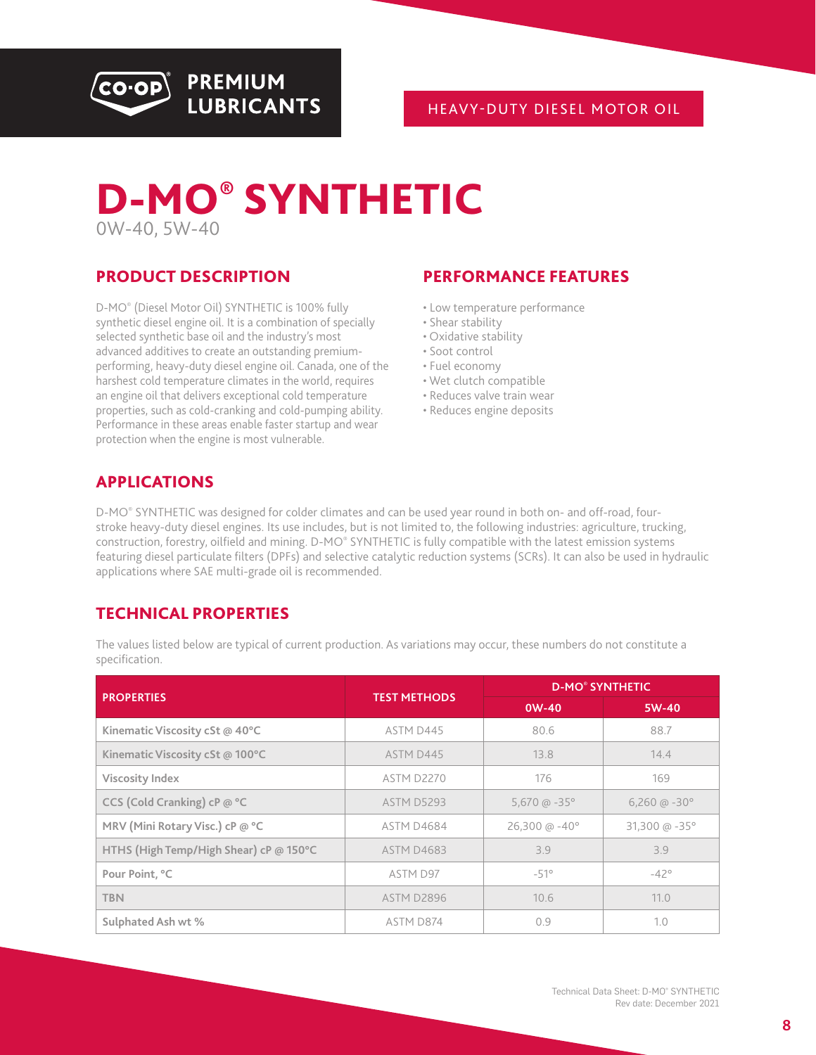CO-OP PREMIUM LUBRICANTS

HEAVY-DUTY DIESEL MOTOR OIL

# D-MO® SYNTHETIC

0W-40, 5W-40

## PRODUCT DESCRIPTION

D-MO® (Diesel Motor Oil) SYNTHETIC is 100% fully synthetic diesel engine oil. It is a combination of specially selected synthetic base oil and the industry's most advanced additives to create an outstanding premium-performing, heavy-duty diesel engine oil. Canada, one of the harshest cold temperature climates in the world, requires an engine oil that delivers exceptional cold temperature properties, such as cold-cranking and cold-pumping ability. Performance in these areas enable faster startup and wear protection when the engine is most vulnerable.

## PERFORMANCE FEATURES

- Low temperature performance
- Shear stability
- Oxidative stability
- Soot control
- Fuel economy
- Wet clutch compatible
- Reduces valve train wear
- Reduces engine deposits

## APPLICATIONS

D-MO® SYNTHETIC was designed for colder climates and can be used year round in both on- and off-road, four-stroke heavy-duty diesel engines. Its use includes, but is not limited to, the following industries: agriculture, trucking, construction, forestry, oilfield and mining. D-MO® SYNTHETIC is fully compatible with the latest emission systems featuring diesel particulate filters (DPFs) and selective catalytic reduction systems (SCRs). It can also be used in hydraulic applications where SAE multi-grade oil is recommended.

## TECHNICAL PROPERTIES

The values listed below are typical of current production. As variations may occur, these numbers do not constitute a specification.

| PROPERTIES | TEST METHODS | D-MO® SYNTHETIC | |
|---|---|---|---|
| | | 0W-40 | 5W-40 |
| Kinematic Viscosity cSt @ 40°C | ASTM D445 | 80.6 | 88.7 |
| Kinematic Viscosity cSt @ 100°C | ASTM D445 | 13.8 | 14.4 |
| Viscosity Index | ASTM D2270 | 176 | 169 |
| CCS (Cold Cranking) cP @ °C | ASTM D5293 | 5,670 @ -35° | 6,260 @ -30° |
| MRV (Mini Rotary Visc.) cP @ °C | ASTM D4684 | 26,300 @ -40° | 31,300 @ -35° |
| HTHS (High Temp/High Shear) cP @ 150°C | ASTM D4683 | 3.9 | 3.9 |
| Pour Point, °C | ASTM D97 | -51° | -42° |
| TBN | ASTM D2896 | 10.6 | 11.0 |
| Sulphated Ash wt % | ASTM D874 | 0.9 | 1.0 |

Technical Data Sheet: D-MO® SYNTHETIC
Rev date: December 2021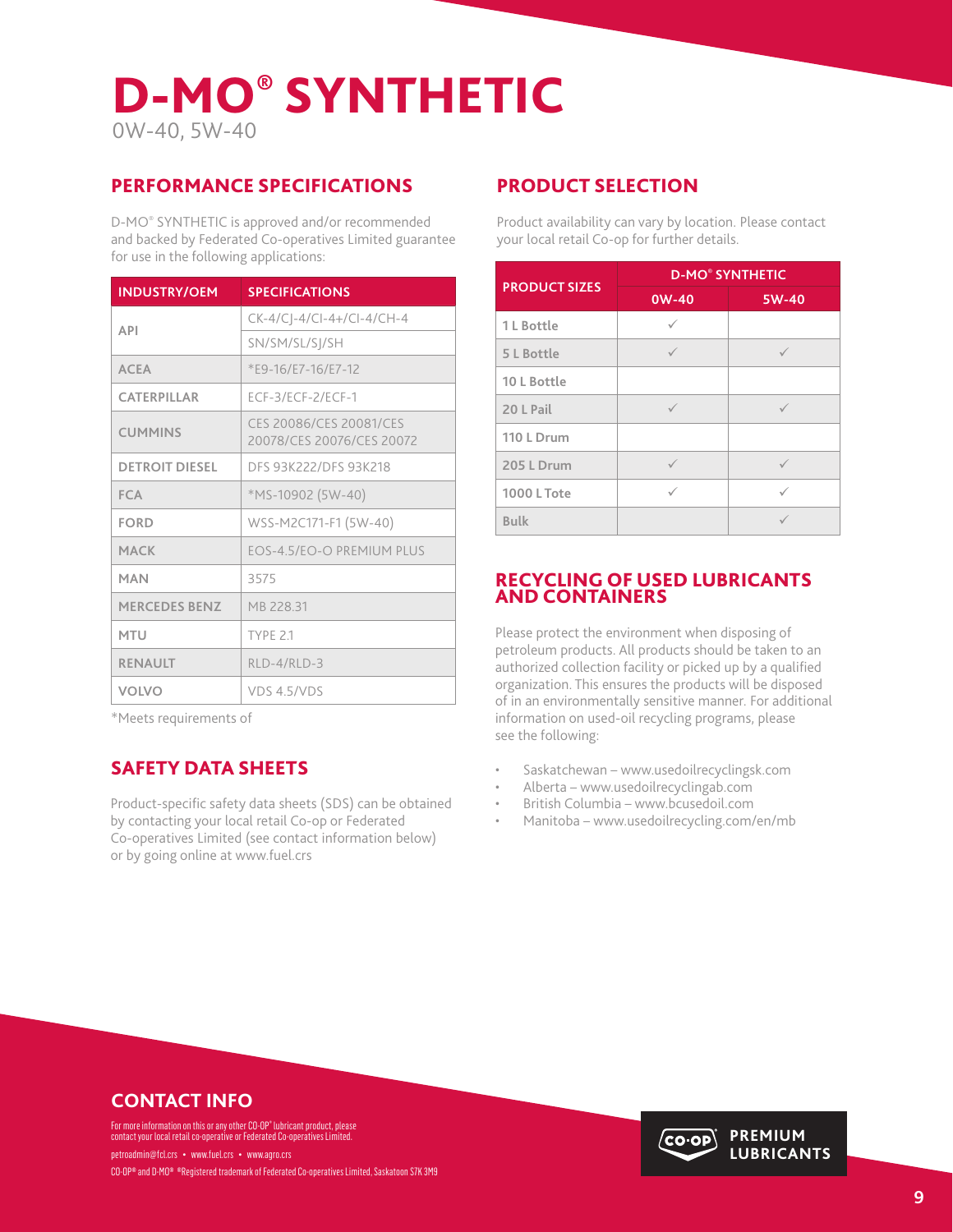# D-MO® SYNTHETIC

0W-40, 5W-40

## PERFORMANCE SPECIFICATIONS

D-MO® SYNTHETIC is approved and/or recommended and backed by Federated Co-operatives Limited guarantee for use in the following applications:

| INDUSTRY/OEM | SPECIFICATIONS |
|---|---|
| API | CK-4/CJ-4/CI-4+/CI-4/CH-4 |
| | SN/SM/SL/SJ/SH |
| ACEA | *E9-16/E7-16/E7-12 |
| CATERPILLAR | ECF-3/ECF-2/ECF-1 |
| CUMMINS | CES 20086/CES 20081/CES 20078/CES 20076/CES 20072 |
| DETROIT DIESEL | DFS 93K222/DFS 93K218 |
| FCA | *MS-10902 (5W-40) |
| FORD | WSS-M2C171-F1 (5W-40) |
| MACK | EOS-4.5/EO-O PREMIUM PLUS |
| MAN | 3575 |
| MERCEDES BENZ | MB 228.31 |
| MTU | TYPE 2.1 |
| RENAULT | RLD-4/RLD-3 |
| VOLVO | VDS 4.5/VDS |

*Meets requirements of

## SAFETY DATA SHEETS

Product-specific safety data sheets (SDS) can be obtained by contacting your local retail Co-op or Federated Co-operatives Limited (see contact information below) or by going online at www.fuel.crs

## PRODUCT SELECTION

Product availability can vary by location. Please contact your local retail Co-op for further details.

| PRODUCT SIZES | D-MO® SYNTHETIC | |
|---|---|---|
| | 0W-40 | 5W-40 |
| 1 L Bottle | ✓ | |
| 5 L Bottle | ✓ | ✓ |
| 10 L Bottle | | |
| 20 L Pail | ✓ | ✓ |
| 110 L Drum | | |
| 205 L Drum | ✓ | ✓ |
| 1000 L Tote | ✓ | ✓ |
| Bulk | | ✓ |

## RECYCLING OF USED LUBRICANTS AND CONTAINERS

Please protect the environment when disposing of petroleum products. All products should be taken to an authorized collection facility or picked up by a qualified organization. This ensures the products will be disposed of in an environmentally sensitive manner. For additional information on used-oil recycling programs, please see the following:

- Saskatchewan – www.usedoilrecyclingsk.com
- Alberta – www.usedoilrecyclingab.com
- British Columbia – www.bcusedoil.com
- Manitoba – www.usedoilrecycling.com/en/mb

## CONTACT INFO

For more information on this or any other CO-OP® lubricant product, please contact your local retail co-operative or Federated Co-operatives Limited.

petroadmin@fcl.crs • www.fuel.crs • www.agro.crs

CO-OP® and D-MO® ®Registered trademark of Federated Co-operatives Limited, Saskatoon S7K 3M9

CO-OP PREMIUM LUBRICANTS